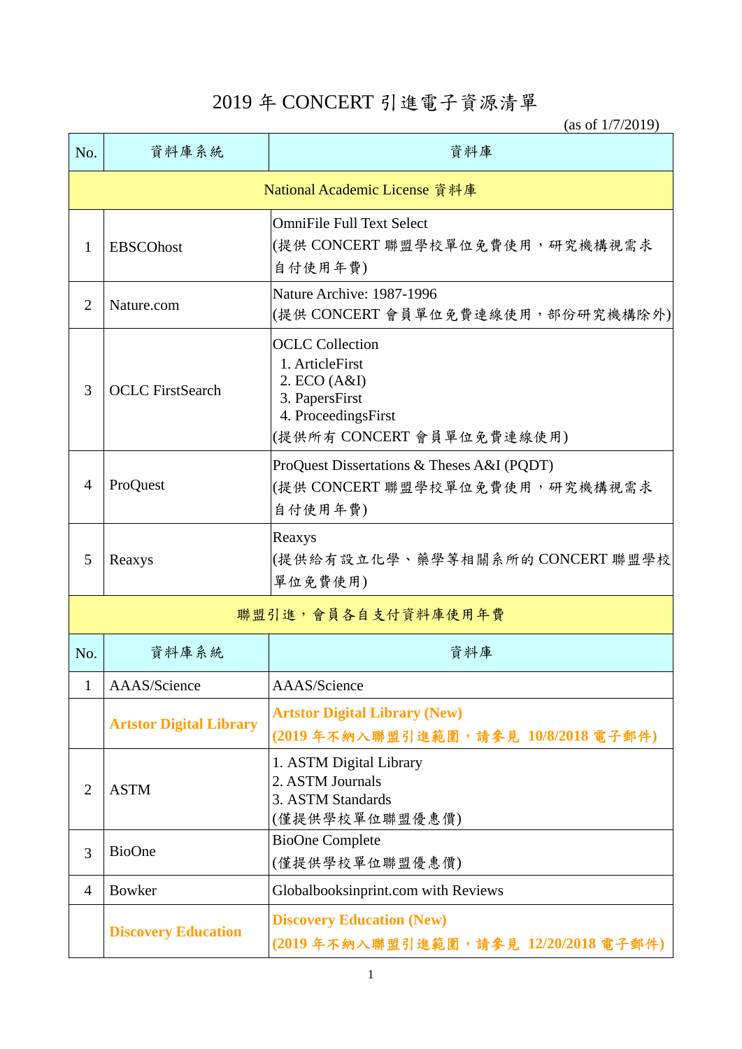# 2019 年 CONCERT 引進電子資源清單

(as of 1/7/2019)

| No. | 資料庫系統 | 資料庫 |
|---|---|---|
| National Academic License 資料庫 | | |
| 1 | EBSCOhost | OmniFile Full Text Select<br>(提供 CONCERT 聯盟學校單位免費使用，研究機構視需求自付使用年費) |
| 2 | Nature.com | Nature Archive: 1987-1996<br>(提供 CONCERT 會員單位免費連線使用，部份研究機構除外) |
| 3 | OCLC FirstSearch | OCLC Collection<br>1. ArticleFirst<br>2. ECO (A&I)<br>3. PapersFirst<br>4. ProceedingsFirst<br>(提供所有 CONCERT 會員單位免費連線使用) |
| 4 | ProQuest | ProQuest Dissertations & Theses A&I (PQDT)<br>(提供 CONCERT 聯盟學校單位免費使用，研究機構視需求自付使用年費) |
| 5 | Reaxys | Reaxys<br>(提供給有設立化學、藥學等相關系所的 CONCERT 聯盟學校單位免費使用) |
| 聯盟引進，會員各自支付資料庫使用年費 | | |
| No. | 資料庫系統 | 資料庫 |
| 1 | AAAS/Science | AAAS/Science |
| | **Artstor Digital Library** | **Artstor Digital Library (New)**<br>**(2019 年不納入聯盟引進範圍，請參見 10/8/2018 電子郵件)** |
| 2 | ASTM | 1. ASTM Digital Library<br>2. ASTM Journals<br>3. ASTM Standards<br>(僅提供學校單位聯盟優惠價) |
| 3 | BioOne | BioOne Complete<br>(僅提供學校單位聯盟優惠價) |
| 4 | Bowker | Globalbooksinprint.com with Reviews |
| | **Discovery Education** | **Discovery Education (New)**<br>**(2019 年不納入聯盟引進範圍，請參見 12/20/2018 電子郵件)** |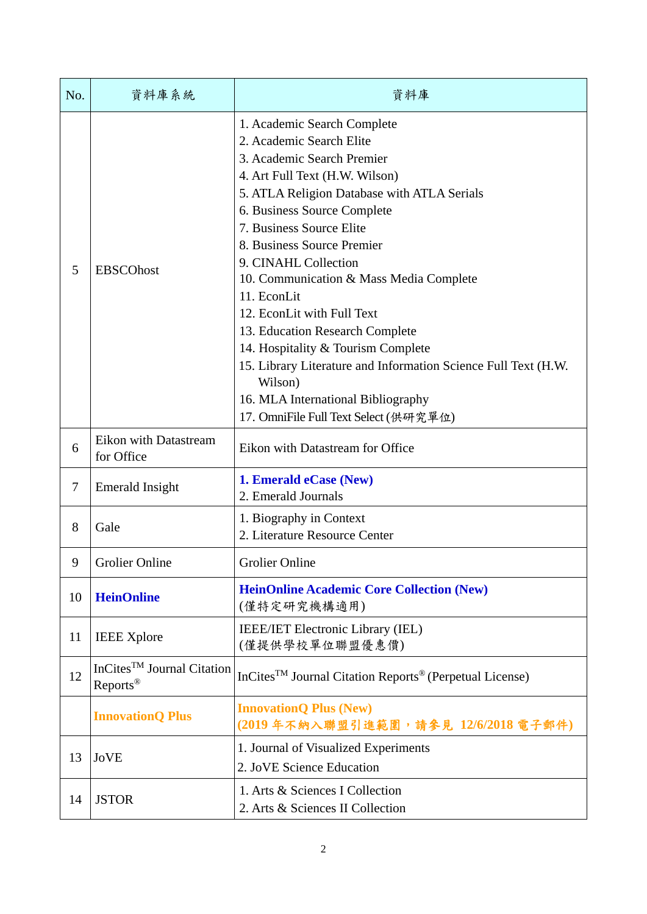| No. | 資料庫系統 | 資料庫 |
| --- | --- | --- |
| 5 | EBSCOhost | 1. Academic Search Complete<br>2. Academic Search Elite<br>3. Academic Search Premier<br>4. Art Full Text (H.W. Wilson)<br>5. ATLA Religion Database with ATLA Serials<br>6. Business Source Complete<br>7. Business Source Elite<br>8. Business Source Premier<br>9. CINAHL Collection<br>10. Communication & Mass Media Complete<br>11. EconLit<br>12. EconLit with Full Text<br>13. Education Research Complete<br>14. Hospitality & Tourism Complete<br>15. Library Literature and Information Science Full Text (H.W. Wilson)<br>16. MLA International Bibliography<br>17. OmniFile Full Text Select (供研究單位) |
| 6 | Eikon with Datastream for Office | Eikon with Datastream for Office |
| 7 | Emerald Insight | **1. Emerald eCase (New)**<br>2. Emerald Journals |
| 8 | Gale | 1. Biography in Context<br>2. Literature Resource Center |
| 9 | Grolier Online | Grolier Online |
| 10 | **HeinOnline** | **HeinOnline Academic Core Collection (New)**<br>(僅特定研究機構適用) |
| 11 | IEEE Xplore | IEEE/IET Electronic Library (IEL)<br>(僅提供學校單位聯盟優惠價) |
| 12 | InCites™ Journal Citation Reports® | InCites™ Journal Citation Reports® (Perpetual License) |
| | **InnovationQ Plus** | **InnovationQ Plus (New)**<br>**(2019 年不納入聯盟引進範圍，請參見 12/6/2018 電子郵件)** |
| 13 | JoVE | 1. Journal of Visualized Experiments<br>2. JoVE Science Education |
| 14 | JSTOR | 1. Arts & Sciences I Collection<br>2. Arts & Sciences II Collection |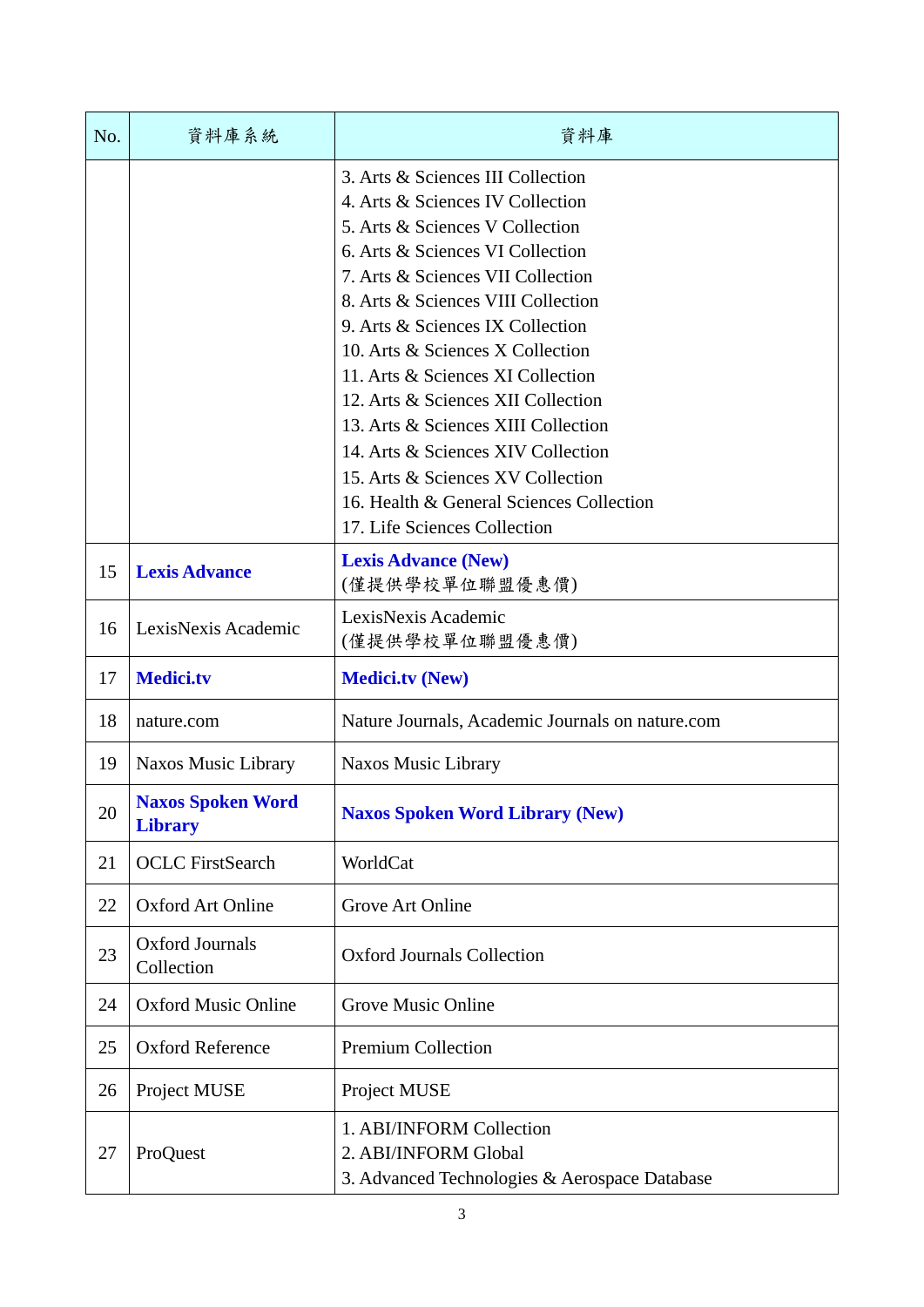| No. | 資料庫系統 | 資料庫 |
|---|---|---|
| | | 3. Arts & Sciences III Collection<br>4. Arts & Sciences IV Collection<br>5. Arts & Sciences V Collection<br>6. Arts & Sciences VI Collection<br>7. Arts & Sciences VII Collection<br>8. Arts & Sciences VIII Collection<br>9. Arts & Sciences IX Collection<br>10. Arts & Sciences X Collection<br>11. Arts & Sciences XI Collection<br>12. Arts & Sciences XII Collection<br>13. Arts & Sciences XIII Collection<br>14. Arts & Sciences XIV Collection<br>15. Arts & Sciences XV Collection<br>16. Health & General Sciences Collection<br>17. Life Sciences Collection |
| 15 | **Lexis Advance** | **Lexis Advance (New)**<br>(僅提供學校單位聯盟優惠價) |
| 16 | LexisNexis Academic | LexisNexis Academic<br>(僅提供學校單位聯盟優惠價) |
| 17 | **Medici.tv** | **Medici.tv (New)** |
| 18 | nature.com | Nature Journals, Academic Journals on nature.com |
| 19 | Naxos Music Library | Naxos Music Library |
| 20 | **Naxos Spoken Word Library** | **Naxos Spoken Word Library (New)** |
| 21 | OCLC FirstSearch | WorldCat |
| 22 | Oxford Art Online | Grove Art Online |
| 23 | Oxford Journals Collection | Oxford Journals Collection |
| 24 | Oxford Music Online | Grove Music Online |
| 25 | Oxford Reference | Premium Collection |
| 26 | Project MUSE | Project MUSE |
| 27 | ProQuest | 1. ABI/INFORM Collection<br>2. ABI/INFORM Global<br>3. Advanced Technologies & Aerospace Database |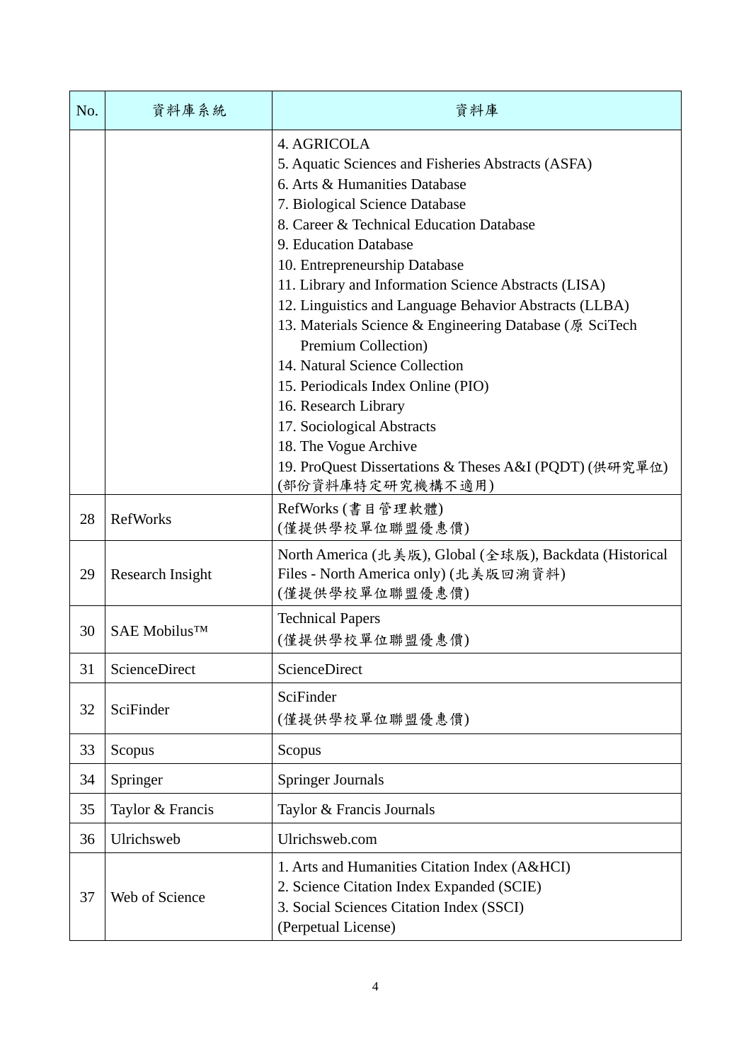| No. | 資料庫系統 | 資料庫 |
|---|---|---|
| | | 4. AGRICOLA<br>5. Aquatic Sciences and Fisheries Abstracts (ASFA)<br>6. Arts & Humanities Database<br>7. Biological Science Database<br>8. Career & Technical Education Database<br>9. Education Database<br>10. Entrepreneurship Database<br>11. Library and Information Science Abstracts (LISA)<br>12. Linguistics and Language Behavior Abstracts (LLBA)<br>13. Materials Science & Engineering Database (原 SciTech Premium Collection)<br>14. Natural Science Collection<br>15. Periodicals Index Online (PIO)<br>16. Research Library<br>17. Sociological Abstracts<br>18. The Vogue Archive<br>19. ProQuest Dissertations & Theses A&I (PQDT) (供研究單位)<br>(部份資料庫特定研究機構不適用) |
| 28 | RefWorks | RefWorks (書目管理軟體)<br>(僅提供學校單位聯盟優惠價) |
| 29 | Research Insight | North America (北美版), Global (全球版), Backdata (Historical Files - North America only) (北美版回溯資料)<br>(僅提供學校單位聯盟優惠價) |
| 30 | SAE Mobilus™ | Technical Papers<br>(僅提供學校單位聯盟優惠價) |
| 31 | ScienceDirect | ScienceDirect |
| 32 | SciFinder | SciFinder<br>(僅提供學校單位聯盟優惠價) |
| 33 | Scopus | Scopus |
| 34 | Springer | Springer Journals |
| 35 | Taylor & Francis | Taylor & Francis Journals |
| 36 | Ulrichsweb | Ulrichsweb.com |
| 37 | Web of Science | 1. Arts and Humanities Citation Index (A&HCI)<br>2. Science Citation Index Expanded (SCIE)<br>3. Social Sciences Citation Index (SSCI)<br>(Perpetual License) |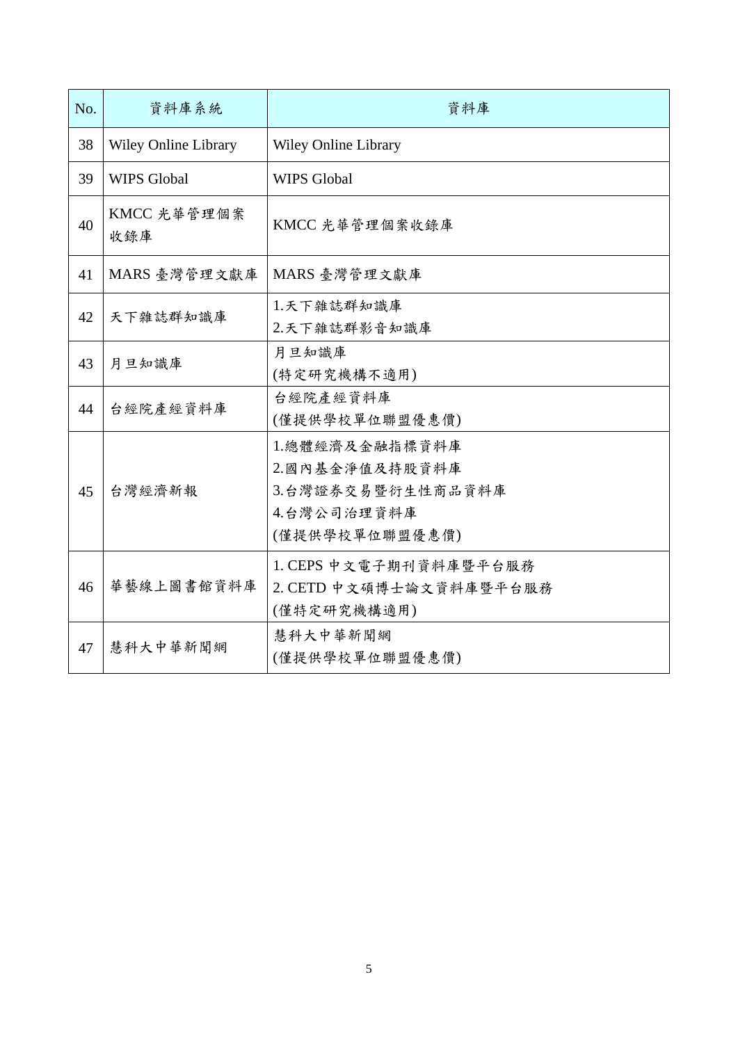| No. | 資料庫系統 | 資料庫 |
|---|---|---|
| 38 | Wiley Online Library | Wiley Online Library |
| 39 | WIPS Global | WIPS Global |
| 40 | KMCC 光華管理個案收錄庫 | KMCC 光華管理個案收錄庫 |
| 41 | MARS 臺灣管理文獻庫 | MARS 臺灣管理文獻庫 |
| 42 | 天下雜誌群知識庫 | 1.天下雜誌群知識庫<br>2.天下雜誌群影音知識庫 |
| 43 | 月旦知識庫 | 月旦知識庫<br>(特定研究機構不適用) |
| 44 | 台經院產經資料庫 | 台經院產經資料庫<br>(僅提供學校單位聯盟優惠價) |
| 45 | 台灣經濟新報 | 1.總體經濟及金融指標資料庫<br>2.國內基金淨值及持股資料庫<br>3.台灣證券交易暨衍生性商品資料庫<br>4.台灣公司治理資料庫<br>(僅提供學校單位聯盟優惠價) |
| 46 | 華藝線上圖書館資料庫 | 1. CEPS 中文電子期刊資料庫暨平台服務<br>2. CETD 中文碩博士論文資料庫暨平台服務<br>(僅特定研究機構適用) |
| 47 | 慧科大中華新聞網 | 慧科大中華新聞網<br>(僅提供學校單位聯盟優惠價) |